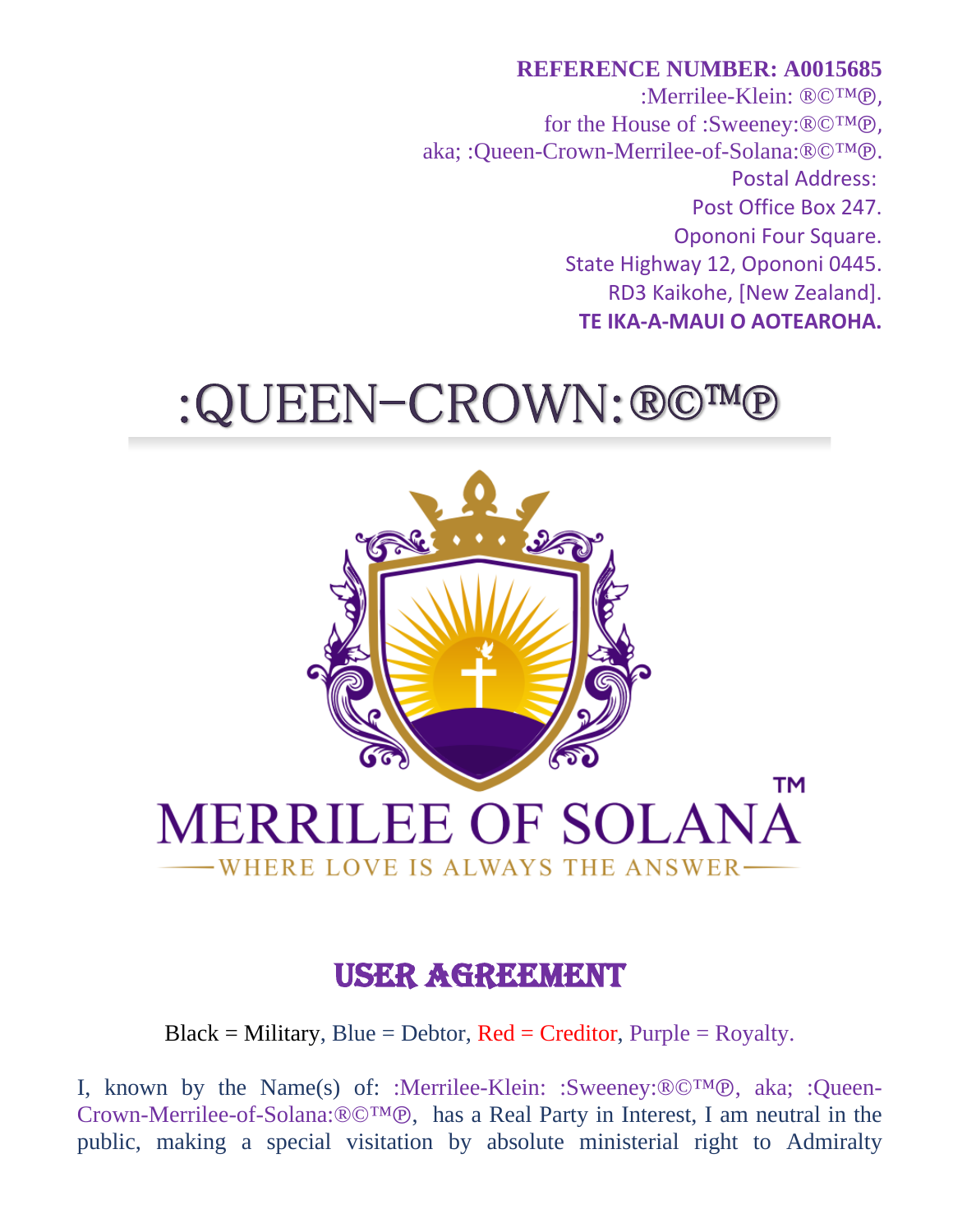**REFERENCE NUMBER: A0015685**

:Merrilee-Klein: ®©™℗,
for the House of :Sweeney:®©™℗,
aka; :Queen-Crown-Merrilee-of-Solana:®©™℗.
Postal Address:
Post Office Box 247.
Opononi Four Square.
State Highway 12, Opononi 0445.
RD3 Kaikohe, [New Zealand].
**TE IKA-A-MAUI O AOTEAROHA.**

# :QUEEN–CROWN:®©™℗

MERRILEE OF SOLANA™

WHERE LOVE IS ALWAYS THE ANSWER

## USER AGREEMENT

Black = Military, Blue = Debtor, Red = Creditor, Purple = Royalty.

I, known by the Name(s) of: :Merrilee-Klein: :Sweeney:®©™℗, aka; :Queen-Crown-Merrilee-of-Solana:®©™℗, has a Real Party in Interest, I am neutral in the public, making a special visitation by absolute ministerial right to Admiralty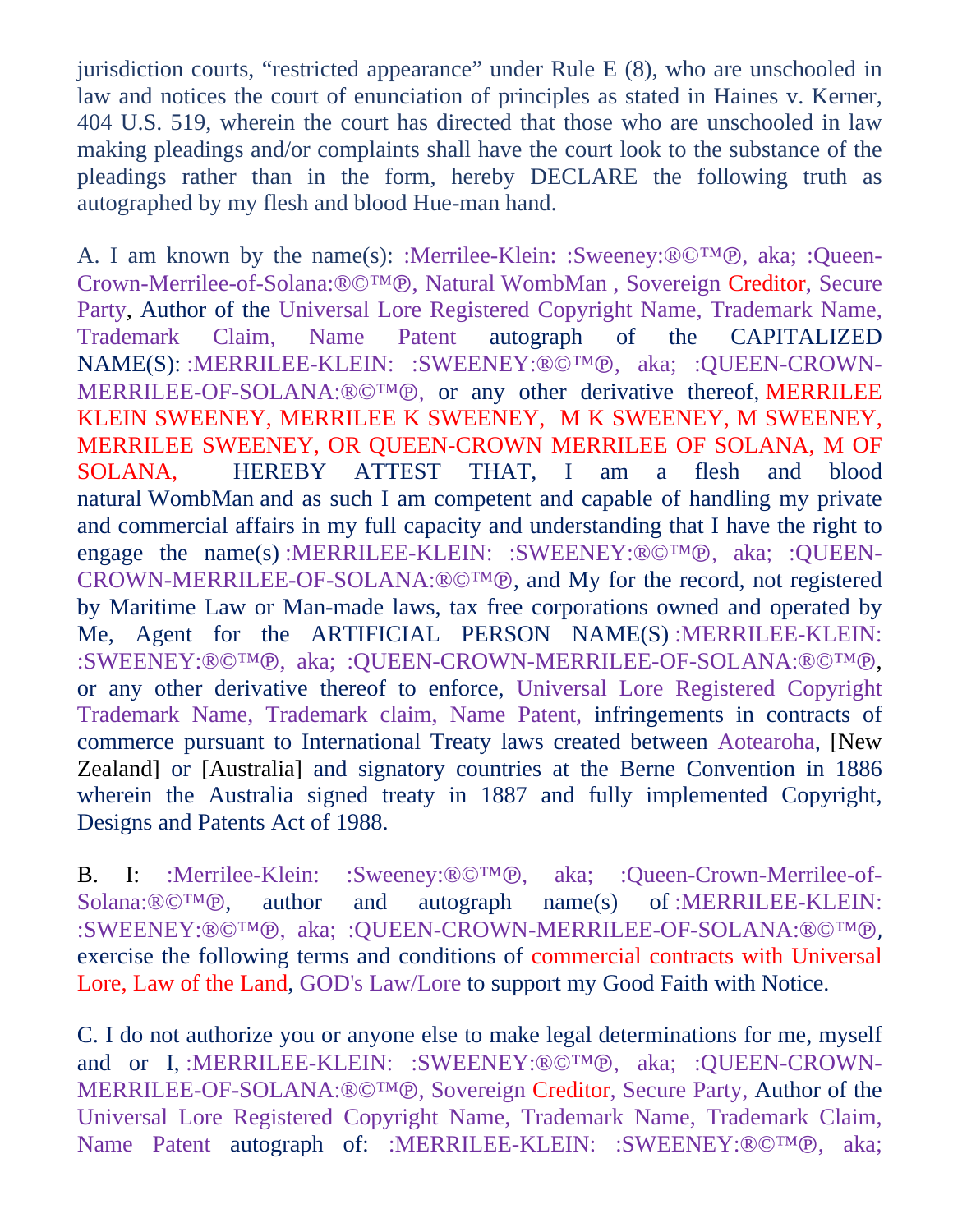jurisdiction courts, “restricted appearance” under Rule E (8), who are unschooled in law and notices the court of enunciation of principles as stated in Haines v. Kerner, 404 U.S. 519, wherein the court has directed that those who are unschooled in law making pleadings and/or complaints shall have the court look to the substance of the pleadings rather than in the form, hereby DECLARE the following truth as autographed by my flesh and blood Hue-man hand.

A. I am known by the name(s): :Merrilee-Klein: :Sweeney:®©™℗, aka; :Queen-Crown-Merrilee-of-Solana:®©™℗, Natural WombMan , Sovereign Creditor, Secure Party, Author of the Universal Lore Registered Copyright Name, Trademark Name, Trademark Claim, Name Patent autograph of the CAPITALIZED NAME(S): :MERRILEE-KLEIN: :SWEENEY:®©™℗, aka; :QUEEN-CROWN-MERRILEE-OF-SOLANA:®©™℗, or any other derivative thereof, MERRILEE KLEIN SWEENEY, MERRILEE K SWEENEY, M K SWEENEY, M SWEENEY, MERRILEE SWEENEY, OR QUEEN-CROWN MERRILEE OF SOLANA, M OF SOLANA, HEREBY ATTEST THAT, I am a flesh and blood natural WombMan and as such I am competent and capable of handling my private and commercial affairs in my full capacity and understanding that I have the right to engage the name(s) :MERRILEE-KLEIN: :SWEENEY:®©™℗, aka; :QUEEN-CROWN-MERRILEE-OF-SOLANA:®©™℗, and My for the record, not registered by Maritime Law or Man-made laws, tax free corporations owned and operated by Me, Agent for the ARTIFICIAL PERSON NAME(S) :MERRILEE-KLEIN: :SWEENEY:®©™℗, aka; :QUEEN-CROWN-MERRILEE-OF-SOLANA:®©™℗, or any other derivative thereof to enforce, Universal Lore Registered Copyright Trademark Name, Trademark claim, Name Patent, infringements in contracts of commerce pursuant to International Treaty laws created between Aotearoha, [New Zealand] or [Australia] and signatory countries at the Berne Convention in 1886 wherein the Australia signed treaty in 1887 and fully implemented Copyright, Designs and Patents Act of 1988.

B. I: :Merrilee-Klein: :Sweeney:®©™℗, aka; :Queen-Crown-Merrilee-of-Solana:®©™℗, author and autograph name(s) of :MERRILEE-KLEIN: :SWEENEY:®©™℗, aka; :QUEEN-CROWN-MERRILEE-OF-SOLANA:®©™℗, exercise the following terms and conditions of commercial contracts with Universal Lore, Law of the Land, GOD's Law/Lore to support my Good Faith with Notice.

C. I do not authorize you or anyone else to make legal determinations for me, myself and or I, :MERRILEE-KLEIN: :SWEENEY:®©™℗, aka; :QUEEN-CROWN-MERRILEE-OF-SOLANA:®©™℗, Sovereign Creditor, Secure Party, Author of the Universal Lore Registered Copyright Name, Trademark Name, Trademark Claim, Name Patent autograph of: :MERRILEE-KLEIN: :SWEENEY:®©™℗, aka;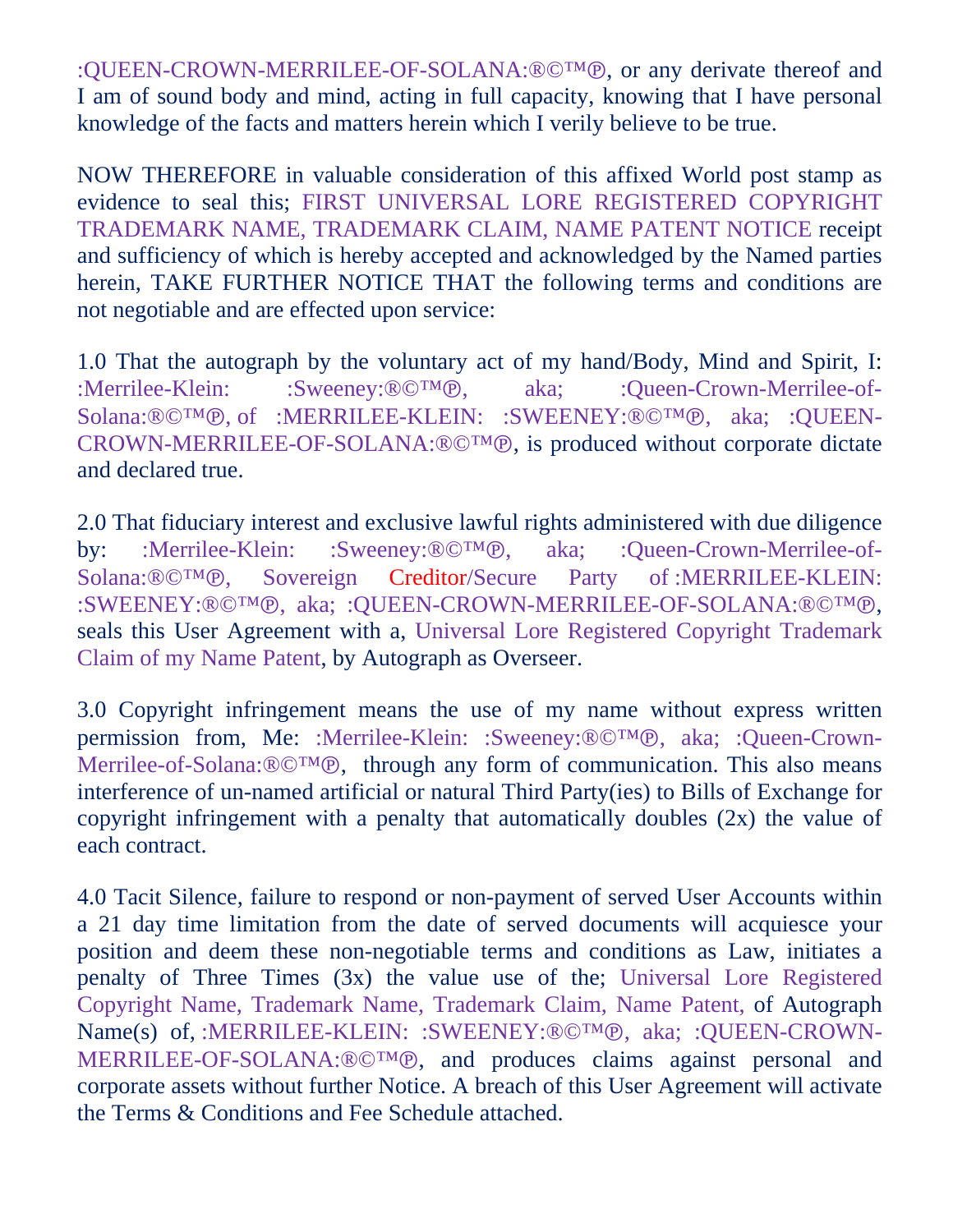:QUEEN-CROWN-MERRILEE-OF-SOLANA:®©™℗, or any derivate thereof and I am of sound body and mind, acting in full capacity, knowing that I have personal knowledge of the facts and matters herein which I verily believe to be true.

NOW THEREFORE in valuable consideration of this affixed World post stamp as evidence to seal this; FIRST UNIVERSAL LORE REGISTERED COPYRIGHT TRADEMARK NAME, TRADEMARK CLAIM, NAME PATENT NOTICE receipt and sufficiency of which is hereby accepted and acknowledged by the Named parties herein, TAKE FURTHER NOTICE THAT the following terms and conditions are not negotiable and are effected upon service:

1.0 That the autograph by the voluntary act of my hand/Body, Mind and Spirit, I: :Merrilee-Klein: :Sweeney:®©™℗, aka; :Queen-Crown-Merrilee-of-Solana:®©™℗, of :MERRILEE-KLEIN: :SWEENEY:®©™℗, aka; :QUEEN-CROWN-MERRILEE-OF-SOLANA:®©™℗, is produced without corporate dictate and declared true.

2.0 That fiduciary interest and exclusive lawful rights administered with due diligence by: :Merrilee-Klein: :Sweeney:®©™℗, aka; :Queen-Crown-Merrilee-of-Solana:®©™℗, Sovereign Creditor/Secure Party of :MERRILEE-KLEIN: :SWEENEY:®©™℗, aka; :QUEEN-CROWN-MERRILEE-OF-SOLANA:®©™℗, seals this User Agreement with a, Universal Lore Registered Copyright Trademark Claim of my Name Patent, by Autograph as Overseer.

3.0 Copyright infringement means the use of my name without express written permission from, Me: :Merrilee-Klein: :Sweeney:®©™℗, aka; :Queen-Crown-Merrilee-of-Solana:®©™℗, through any form of communication. This also means interference of un-named artificial or natural Third Party(ies) to Bills of Exchange for copyright infringement with a penalty that automatically doubles (2x) the value of each contract.

4.0 Tacit Silence, failure to respond or non-payment of served User Accounts within a 21 day time limitation from the date of served documents will acquiesce your position and deem these non-negotiable terms and conditions as Law, initiates a penalty of Three Times (3x) the value use of the; Universal Lore Registered Copyright Name, Trademark Name, Trademark Claim, Name Patent, of Autograph Name(s) of, :MERRILEE-KLEIN: :SWEENEY:®©™℗, aka; :QUEEN-CROWN-MERRILEE-OF-SOLANA:®©™℗, and produces claims against personal and corporate assets without further Notice. A breach of this User Agreement will activate the Terms & Conditions and Fee Schedule attached.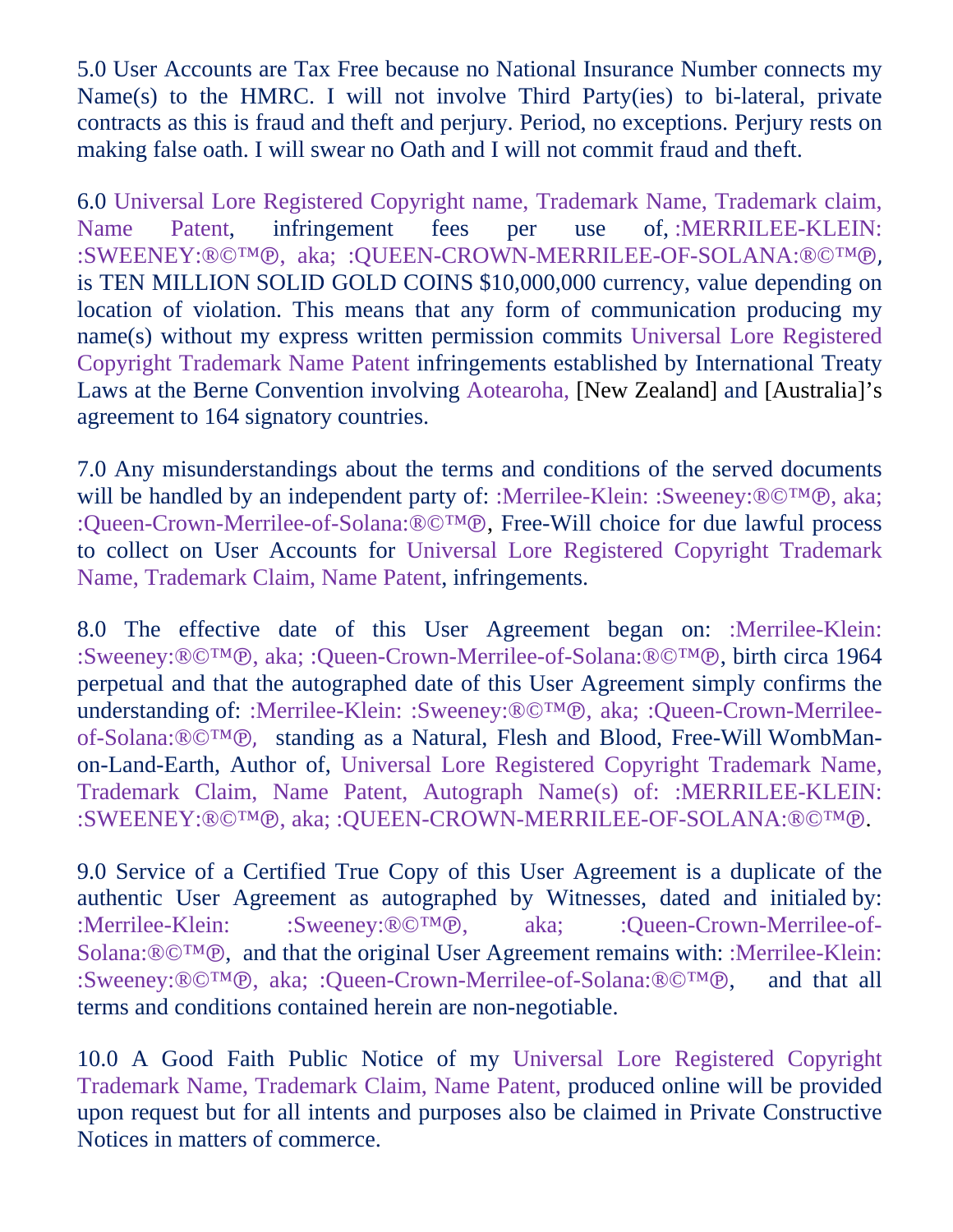5.0 User Accounts are Tax Free because no National Insurance Number connects my Name(s) to the HMRC. I will not involve Third Party(ies) to bi-lateral, private contracts as this is fraud and theft and perjury. Period, no exceptions. Perjury rests on making false oath. I will swear no Oath and I will not commit fraud and theft.

6.0 Universal Lore Registered Copyright name, Trademark Name, Trademark claim, Name Patent, infringement fees per use of, :MERRILEE-KLEIN: :SWEENEY:®©™℗, aka; :QUEEN-CROWN-MERRILEE-OF-SOLANA:®©™℗, is TEN MILLION SOLID GOLD COINS $10,000,000 currency, value depending on location of violation. This means that any form of communication producing my name(s) without my express written permission commits Universal Lore Registered Copyright Trademark Name Patent infringements established by International Treaty Laws at the Berne Convention involving Aotearoha, [New Zealand] and [Australia]'s agreement to 164 signatory countries.

7.0 Any misunderstandings about the terms and conditions of the served documents will be handled by an independent party of: :Merrilee-Klein: :Sweeney:®©™℗, aka; :Queen-Crown-Merrilee-of-Solana:®©™℗, Free-Will choice for due lawful process to collect on User Accounts for Universal Lore Registered Copyright Trademark Name, Trademark Claim, Name Patent, infringements.

8.0 The effective date of this User Agreement began on: :Merrilee-Klein: :Sweeney:®©™℗, aka; :Queen-Crown-Merrilee-of-Solana:®©™℗, birth circa 1964 perpetual and that the autographed date of this User Agreement simply confirms the understanding of: :Merrilee-Klein: :Sweeney:®©™℗, aka; :Queen-Crown-Merrilee-of-Solana:®©™℗, standing as a Natural, Flesh and Blood, Free-Will WombMan-on-Land-Earth, Author of, Universal Lore Registered Copyright Trademark Name, Trademark Claim, Name Patent, Autograph Name(s) of: :MERRILEE-KLEIN: :SWEENEY:®©™℗, aka; :QUEEN-CROWN-MERRILEE-OF-SOLANA:®©™℗.

9.0 Service of a Certified True Copy of this User Agreement is a duplicate of the authentic User Agreement as autographed by Witnesses, dated and initialed by: :Merrilee-Klein: :Sweeney:®©™℗, aka; :Queen-Crown-Merrilee-of-Solana:®©™℗, and that the original User Agreement remains with: :Merrilee-Klein: :Sweeney:®©™℗, aka; :Queen-Crown-Merrilee-of-Solana:®©™℗, and that all terms and conditions contained herein are non-negotiable.

10.0 A Good Faith Public Notice of my Universal Lore Registered Copyright Trademark Name, Trademark Claim, Name Patent, produced online will be provided upon request but for all intents and purposes also be claimed in Private Constructive Notices in matters of commerce.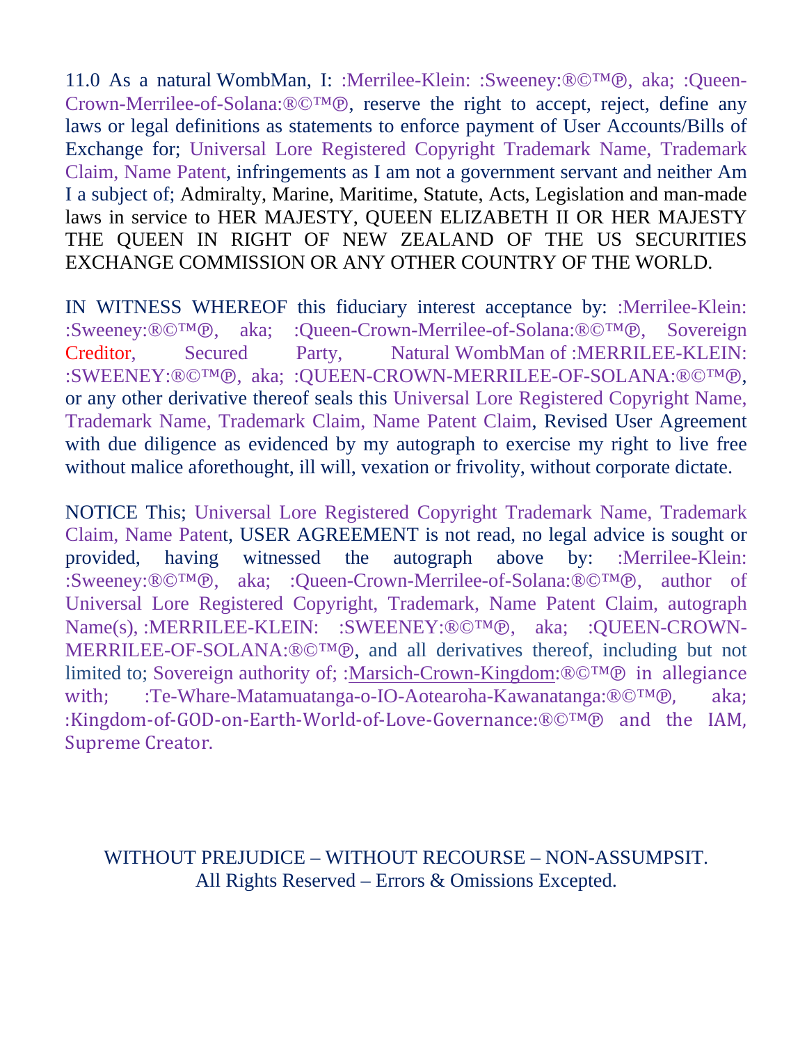11.0 As a natural WombMan, I: :Merrilee-Klein: :Sweeney:®©™℗, aka; :Queen-Crown-Merrilee-of-Solana:®©™℗, reserve the right to accept, reject, define any laws or legal definitions as statements to enforce payment of User Accounts/Bills of Exchange for; Universal Lore Registered Copyright Trademark Name, Trademark Claim, Name Patent, infringements as I am not a government servant and neither Am I a subject of; Admiralty, Marine, Maritime, Statute, Acts, Legislation and man-made laws in service to HER MAJESTY, QUEEN ELIZABETH II OR HER MAJESTY THE QUEEN IN RIGHT OF NEW ZEALAND OF THE US SECURITIES EXCHANGE COMMISSION OR ANY OTHER COUNTRY OF THE WORLD.

IN WITNESS WHEREOF this fiduciary interest acceptance by: :Merrilee-Klein: :Sweeney:®©™℗, aka; :Queen-Crown-Merrilee-of-Solana:®©™℗, Sovereign Creditor, Secured Party, Natural WombMan of :MERRILEE-KLEIN: :SWEENEY:®©™℗, aka; :QUEEN-CROWN-MERRILEE-OF-SOLANA:®©™℗, or any other derivative thereof seals this Universal Lore Registered Copyright Name, Trademark Name, Trademark Claim, Name Patent Claim, Revised User Agreement with due diligence as evidenced by my autograph to exercise my right to live free without malice aforethought, ill will, vexation or frivolity, without corporate dictate.

NOTICE This; Universal Lore Registered Copyright Trademark Name, Trademark Claim, Name Patent, USER AGREEMENT is not read, no legal advice is sought or provided, having witnessed the autograph above by: :Merrilee-Klein: :Sweeney:®©™℗, aka; :Queen-Crown-Merrilee-of-Solana:®©™℗, author of Universal Lore Registered Copyright, Trademark, Name Patent Claim, autograph Name(s), :MERRILEE-KLEIN: :SWEENEY:®©™℗, aka; :QUEEN-CROWN-MERRILEE-OF-SOLANA:®©™℗, and all derivatives thereof, including but not limited to; Sovereign authority of; :Marsich-Crown-Kingdom:®©™℗ in allegiance with; :Te-Whare-Matamuatanga-o-IO-Aotearoha-Kawanatanga:®©™℗, aka; :Kingdom-of-GOD-on-Earth-World-of-Love-Governance:®©™℗ and the IAM, Supreme Creator.

WITHOUT PREJUDICE – WITHOUT RECOURSE – NON-ASSUMPSIT.
All Rights Reserved – Errors & Omissions Excepted.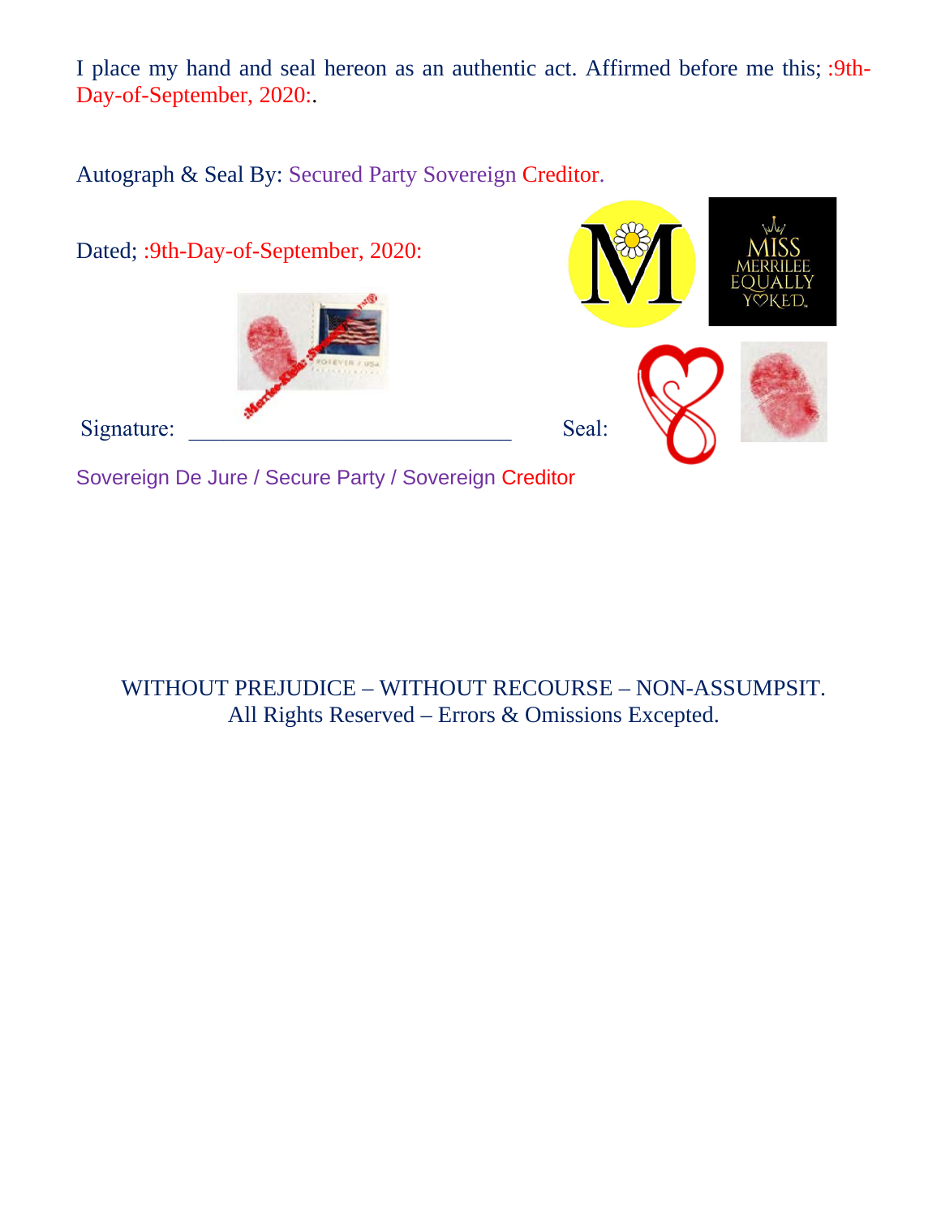I place my hand and seal hereon as an authentic act. Affirmed before me this; :9th-Day-of-September, 2020:.

Autograph & Seal By: Secured Party Sovereign Creditor.

Dated; :9th-Day-of-September, 2020:

Signature: ____________________________ Seal:

Sovereign De Jure / Secure Party / Sovereign Creditor

WITHOUT PREJUDICE – WITHOUT RECOURSE – NON-ASSUMPSIT.
All Rights Reserved – Errors & Omissions Excepted.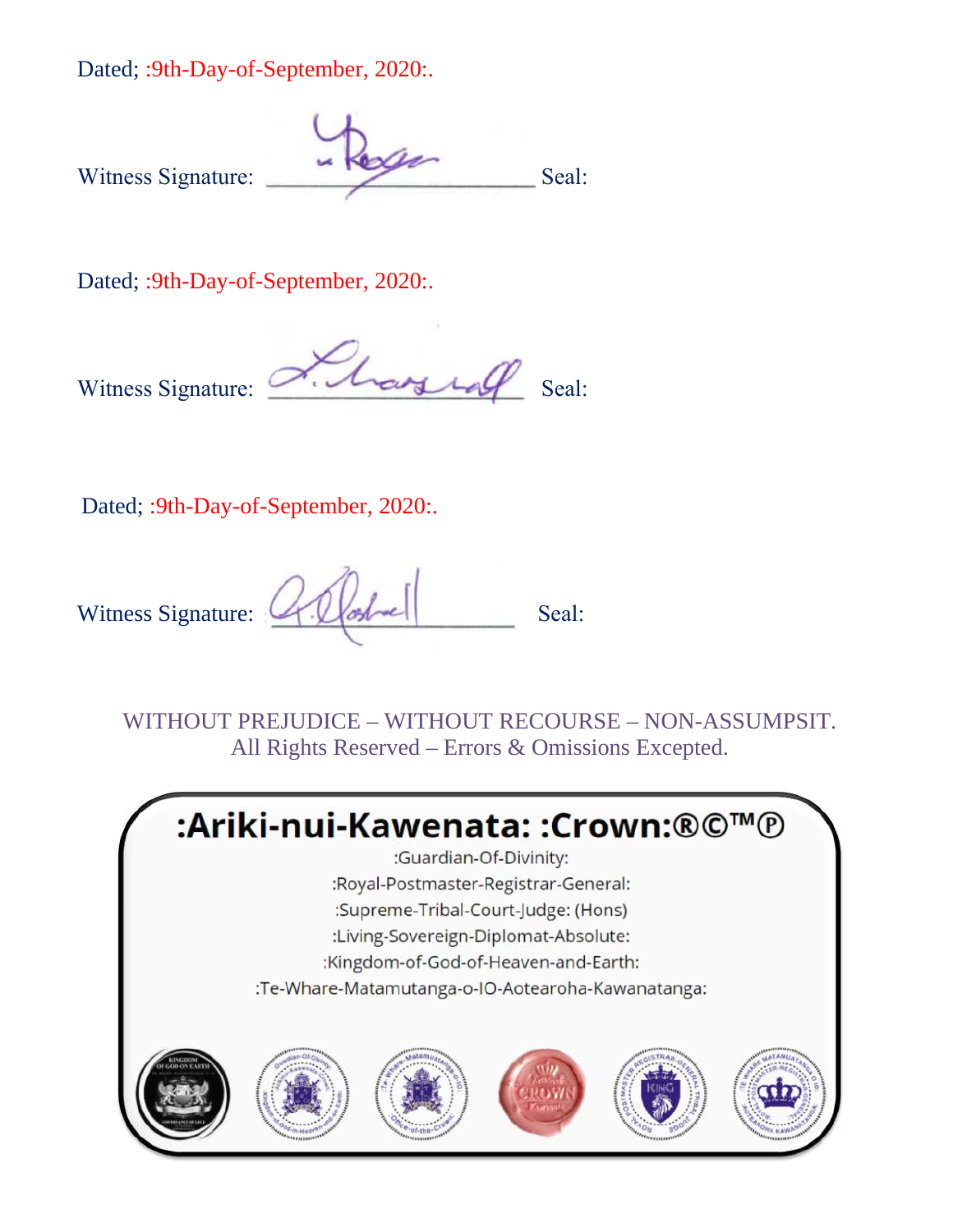Dated; :9th-Day-of-September, 2020:.

Witness Signature: ________________________ Seal:

Dated; :9th-Day-of-September, 2020:.

Witness Signature: ________________________ Seal:

Dated; :9th-Day-of-September, 2020:.

Witness Signature: ________________________ Seal:

WITHOUT PREJUDICE – WITHOUT RECOURSE – NON-ASSUMPSIT.
All Rights Reserved – Errors & Omissions Excepted.

## :Ariki-nui-Kawenata: :Crown:®©™℗

:Guardian-Of-Divinity:
:Royal-Postmaster-Registrar-General:
:Supreme-Tribal-Court-Judge: (Hons)
:Living-Sovereign-Diplomat-Absolute:
:Kingdom-of-God-of-Heaven-and-Earth:
:Te-Whare-Matamutanga-o-IO-Aotearoha-Kawanatanga: